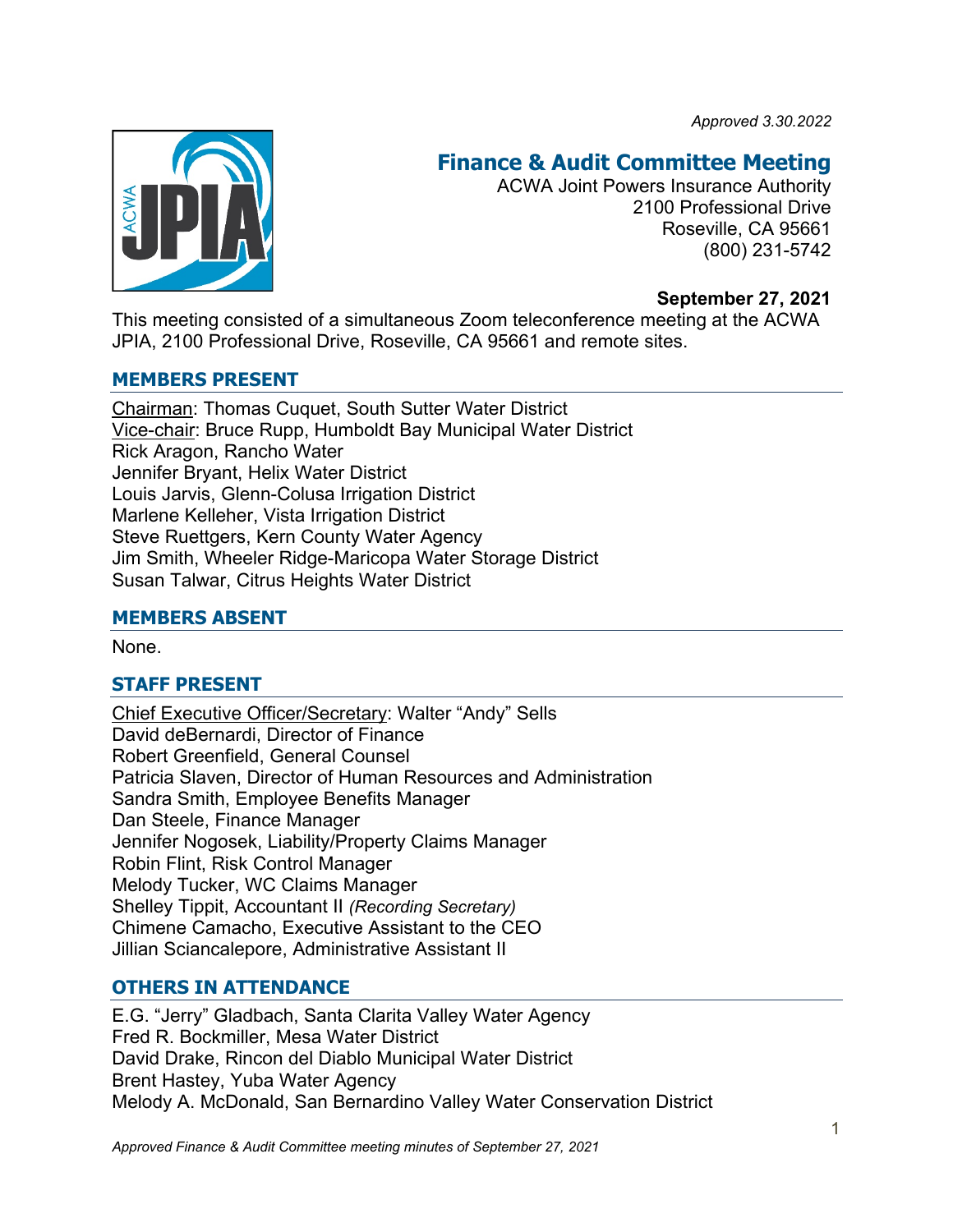*Approved 3.30.2022*

# Finance & Audit Committee Meeting

ACWA Joint Powers Insurance Authority
2100 Professional Drive
Roseville, CA 95661
(800) 231-5742

**September 27, 2021**

This meeting consisted of a simultaneous Zoom teleconference meeting at the ACWA JPIA, 2100 Professional Drive, Roseville, CA 95661 and remote sites.

## MEMBERS PRESENT

Chairman: Thomas Cuquet, South Sutter Water District
Vice-chair: Bruce Rupp, Humboldt Bay Municipal Water District
Rick Aragon, Rancho Water
Jennifer Bryant, Helix Water District
Louis Jarvis, Glenn-Colusa Irrigation District
Marlene Kelleher, Vista Irrigation District
Steve Ruettgers, Kern County Water Agency
Jim Smith, Wheeler Ridge-Maricopa Water Storage District
Susan Talwar, Citrus Heights Water District

## MEMBERS ABSENT

None.

## STAFF PRESENT

Chief Executive Officer/Secretary: Walter "Andy" Sells
David deBernardi, Director of Finance
Robert Greenfield, General Counsel
Patricia Slaven, Director of Human Resources and Administration
Sandra Smith, Employee Benefits Manager
Dan Steele, Finance Manager
Jennifer Nogosek, Liability/Property Claims Manager
Robin Flint, Risk Control Manager
Melody Tucker, WC Claims Manager
Shelley Tippit, Accountant II *(Recording Secretary)*
Chimene Camacho, Executive Assistant to the CEO
Jillian Sciancalepore, Administrative Assistant II

## OTHERS IN ATTENDANCE

E.G. "Jerry" Gladbach, Santa Clarita Valley Water Agency
Fred R. Bockmiller, Mesa Water District
David Drake, Rincon del Diablo Municipal Water District
Brent Hastey, Yuba Water Agency
Melody A. McDonald, San Bernardino Valley Water Conservation District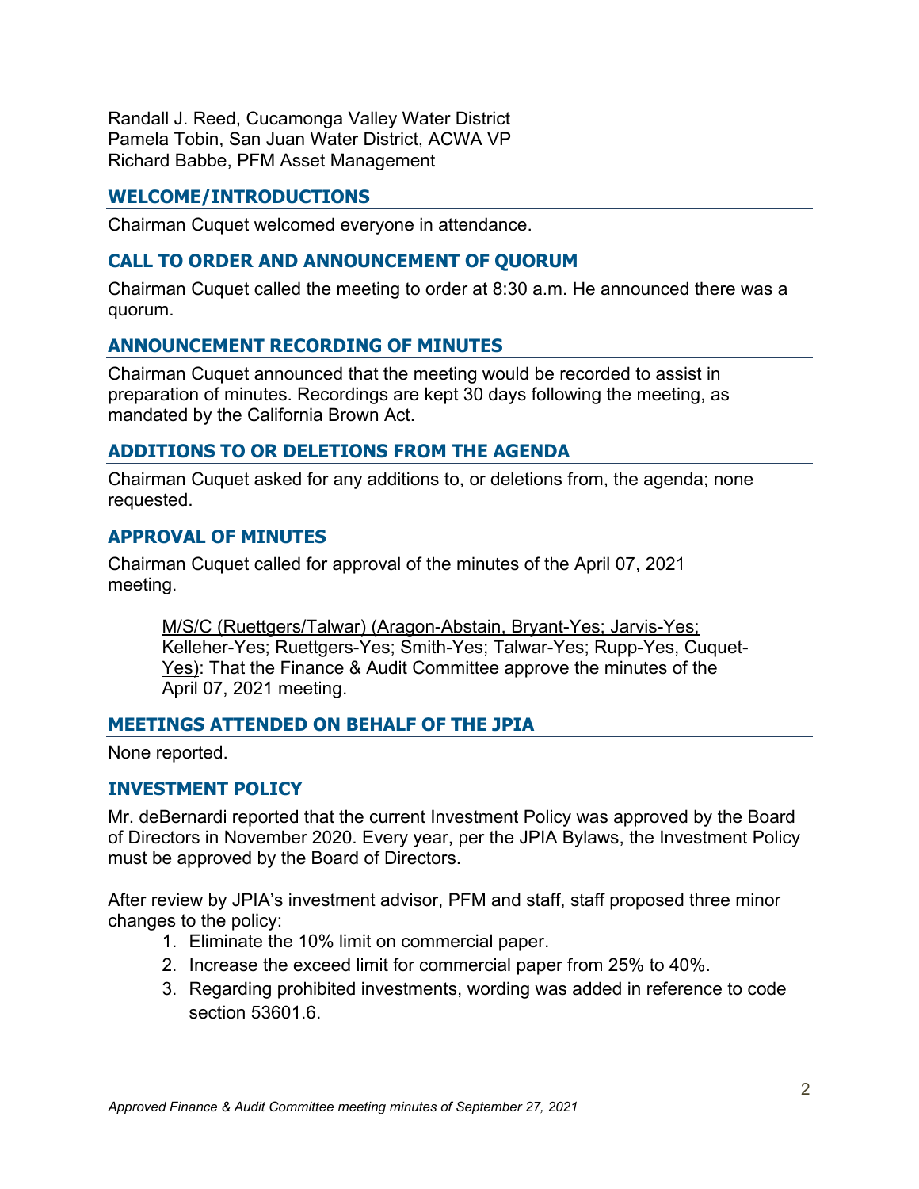Randall J. Reed, Cucamonga Valley Water District
Pamela Tobin, San Juan Water District, ACWA VP
Richard Babbe, PFM Asset Management

## WELCOME/INTRODUCTIONS

Chairman Cuquet welcomed everyone in attendance.

## CALL TO ORDER AND ANNOUNCEMENT OF QUORUM

Chairman Cuquet called the meeting to order at 8:30 a.m. He announced there was a quorum.

## ANNOUNCEMENT RECORDING OF MINUTES

Chairman Cuquet announced that the meeting would be recorded to assist in preparation of minutes. Recordings are kept 30 days following the meeting, as mandated by the California Brown Act.

## ADDITIONS TO OR DELETIONS FROM THE AGENDA

Chairman Cuquet asked for any additions to, or deletions from, the agenda; none requested.

## APPROVAL OF MINUTES

Chairman Cuquet called for approval of the minutes of the April 07, 2021 meeting.

> M/S/C (Ruettgers/Talwar) (Aragon-Abstain, Bryant-Yes; Jarvis-Yes; Kelleher-Yes; Ruettgers-Yes; Smith-Yes; Talwar-Yes; Rupp-Yes, Cuquet-Yes): That the Finance & Audit Committee approve the minutes of the April 07, 2021 meeting.

## MEETINGS ATTENDED ON BEHALF OF THE JPIA

None reported.

## INVESTMENT POLICY

Mr. deBernardi reported that the current Investment Policy was approved by the Board of Directors in November 2020. Every year, per the JPIA Bylaws, the Investment Policy must be approved by the Board of Directors.

After review by JPIA's investment advisor, PFM and staff, staff proposed three minor changes to the policy:

1. Eliminate the 10% limit on commercial paper.
2. Increase the exceed limit for commercial paper from 25% to 40%.
3. Regarding prohibited investments, wording was added in reference to code section 53601.6.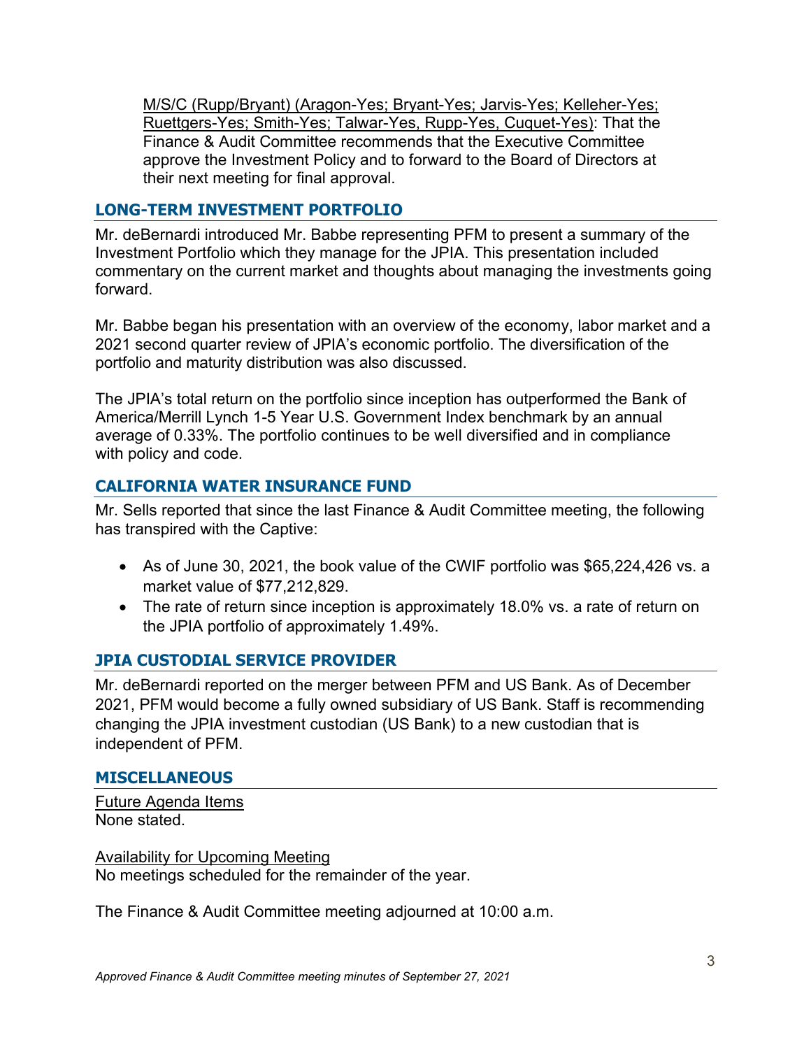M/S/C (Rupp/Bryant) (Aragon-Yes; Bryant-Yes; Jarvis-Yes; Kelleher-Yes; Ruettgers-Yes; Smith-Yes; Talwar-Yes, Rupp-Yes, Cuquet-Yes): That the Finance & Audit Committee recommends that the Executive Committee approve the Investment Policy and to forward to the Board of Directors at their next meeting for final approval.

## LONG-TERM INVESTMENT PORTFOLIO

Mr. deBernardi introduced Mr. Babbe representing PFM to present a summary of the Investment Portfolio which they manage for the JPIA. This presentation included commentary on the current market and thoughts about managing the investments going forward.

Mr. Babbe began his presentation with an overview of the economy, labor market and a 2021 second quarter review of JPIA's economic portfolio. The diversification of the portfolio and maturity distribution was also discussed.

The JPIA's total return on the portfolio since inception has outperformed the Bank of America/Merrill Lynch 1-5 Year U.S. Government Index benchmark by an annual average of 0.33%. The portfolio continues to be well diversified and in compliance with policy and code.

## CALIFORNIA WATER INSURANCE FUND

Mr. Sells reported that since the last Finance & Audit Committee meeting, the following has transpired with the Captive:

- As of June 30, 2021, the book value of the CWIF portfolio was $65,224,426 vs. a market value of $77,212,829.
- The rate of return since inception is approximately 18.0% vs. a rate of return on the JPIA portfolio of approximately 1.49%.

## JPIA CUSTODIAL SERVICE PROVIDER

Mr. deBernardi reported on the merger between PFM and US Bank. As of December 2021, PFM would become a fully owned subsidiary of US Bank. Staff is recommending changing the JPIA investment custodian (US Bank) to a new custodian that is independent of PFM.

## MISCELLANEOUS

Future Agenda Items
None stated.

Availability for Upcoming Meeting
No meetings scheduled for the remainder of the year.

The Finance & Audit Committee meeting adjourned at 10:00 a.m.

*Approved Finance & Audit Committee meeting minutes of September 27, 2021*